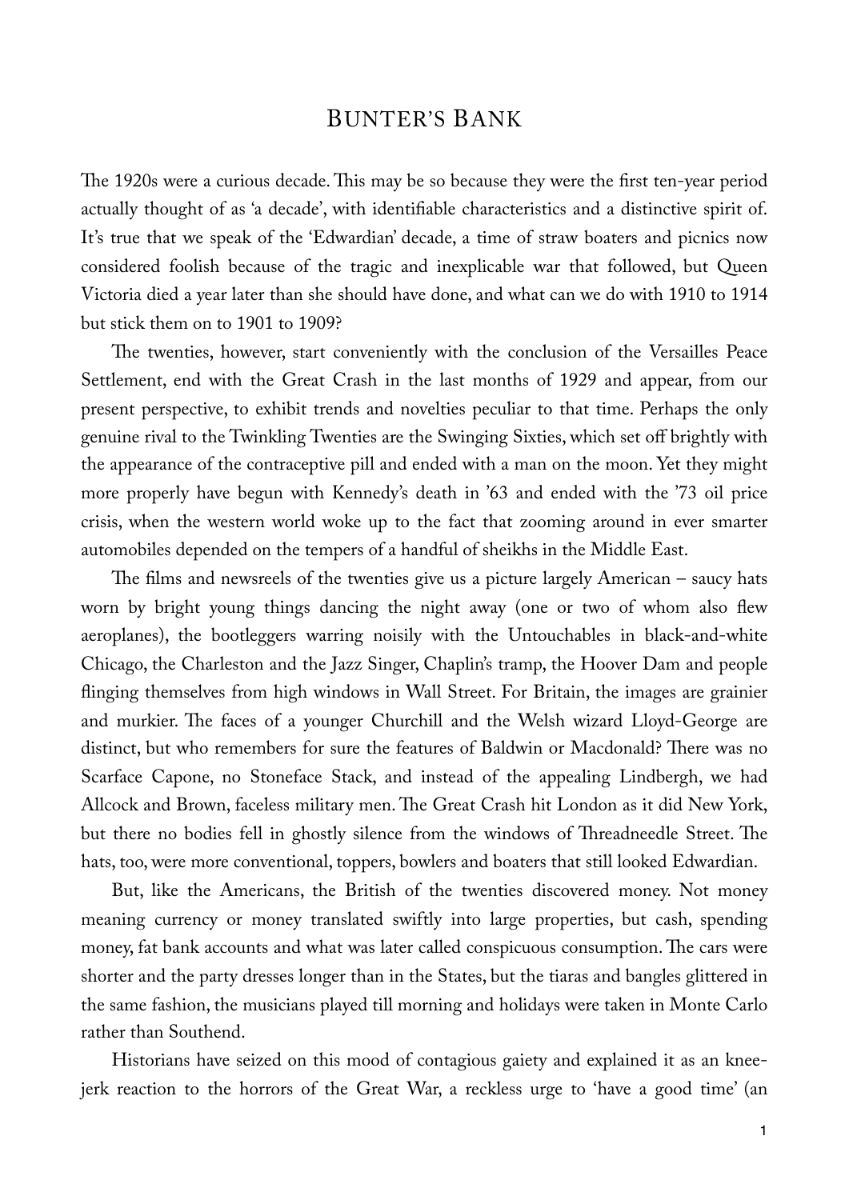# Bunter's Bank

The 1920s were a curious decade. This may be so because they were the first ten-year period actually thought of as 'a decade', with identifiable characteristics and a distinctive spirit of. It's true that we speak of the 'Edwardian' decade, a time of straw boaters and picnics now considered foolish because of the tragic and inexplicable war that followed, but Queen Victoria died a year later than she should have done, and what can we do with 1910 to 1914 but stick them on to 1901 to 1909?

The twenties, however, start conveniently with the conclusion of the Versailles Peace Settlement, end with the Great Crash in the last months of 1929 and appear, from our present perspective, to exhibit trends and novelties peculiar to that time. Perhaps the only genuine rival to the Twinkling Twenties are the Swinging Sixties, which set off brightly with the appearance of the contraceptive pill and ended with a man on the moon. Yet they might more properly have begun with Kennedy's death in '63 and ended with the '73 oil price crisis, when the western world woke up to the fact that zooming around in ever smarter automobiles depended on the tempers of a handful of sheikhs in the Middle East.

The films and newsreels of the twenties give us a picture largely American – saucy hats worn by bright young things dancing the night away (one or two of whom also flew aeroplanes), the bootleggers warring noisily with the Untouchables in black-and-white Chicago, the Charleston and the Jazz Singer, Chaplin's tramp, the Hoover Dam and people flinging themselves from high windows in Wall Street. For Britain, the images are grainier and murkier. The faces of a younger Churchill and the Welsh wizard Lloyd-George are distinct, but who remembers for sure the features of Baldwin or Macdonald? There was no Scarface Capone, no Stoneface Stack, and instead of the appealing Lindbergh, we had Allcock and Brown, faceless military men. The Great Crash hit London as it did New York, but there no bodies fell in ghostly silence from the windows of Threadneedle Street. The hats, too, were more conventional, toppers, bowlers and boaters that still looked Edwardian.

But, like the Americans, the British of the twenties discovered money. Not money meaning currency or money translated swiftly into large properties, but cash, spending money, fat bank accounts and what was later called conspicuous consumption. The cars were shorter and the party dresses longer than in the States, but the tiaras and bangles glittered in the same fashion, the musicians played till morning and holidays were taken in Monte Carlo rather than Southend.

Historians have seized on this mood of contagious gaiety and explained it as an knee-jerk reaction to the horrors of the Great War, a reckless urge to 'have a good time' (an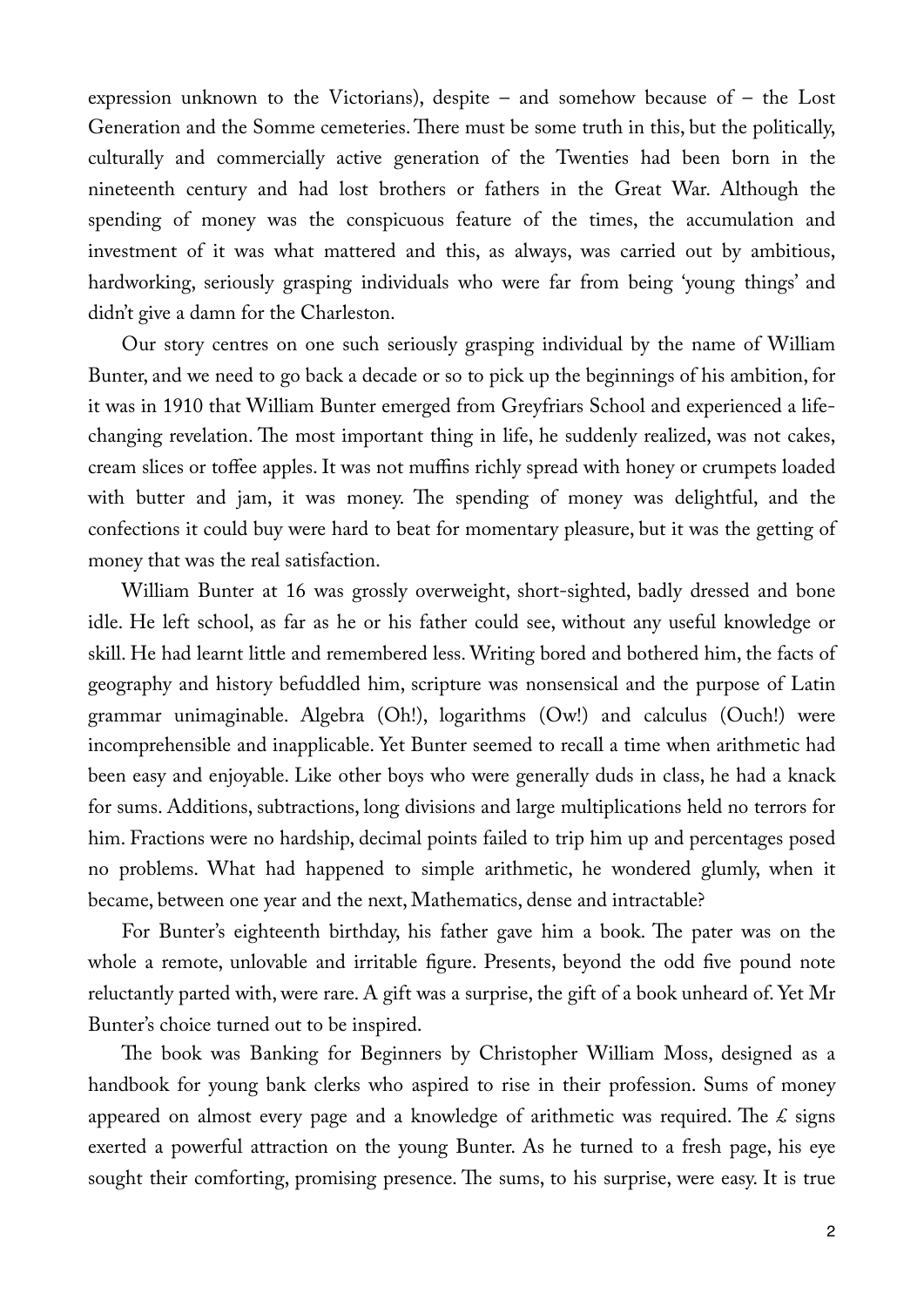expression unknown to the Victorians), despite – and somehow because of – the Lost Generation and the Somme cemeteries. There must be some truth in this, but the politically, culturally and commercially active generation of the Twenties had been born in the nineteenth century and had lost brothers or fathers in the Great War. Although the spending of money was the conspicuous feature of the times, the accumulation and investment of it was what mattered and this, as always, was carried out by ambitious, hardworking, seriously grasping individuals who were far from being 'young things' and didn't give a damn for the Charleston.

Our story centres on one such seriously grasping individual by the name of William Bunter, and we need to go back a decade or so to pick up the beginnings of his ambition, for it was in 1910 that William Bunter emerged from Greyfriars School and experienced a life-changing revelation. The most important thing in life, he suddenly realized, was not cakes, cream slices or toffee apples. It was not muffins richly spread with honey or crumpets loaded with butter and jam, it was money. The spending of money was delightful, and the confections it could buy were hard to beat for momentary pleasure, but it was the getting of money that was the real satisfaction.

William Bunter at 16 was grossly overweight, short-sighted, badly dressed and bone idle. He left school, as far as he or his father could see, without any useful knowledge or skill. He had learnt little and remembered less. Writing bored and bothered him, the facts of geography and history befuddled him, scripture was nonsensical and the purpose of Latin grammar unimaginable. Algebra (Oh!), logarithms (Ow!) and calculus (Ouch!) were incomprehensible and inapplicable. Yet Bunter seemed to recall a time when arithmetic had been easy and enjoyable. Like other boys who were generally duds in class, he had a knack for sums. Additions, subtractions, long divisions and large multiplications held no terrors for him. Fractions were no hardship, decimal points failed to trip him up and percentages posed no problems. What had happened to simple arithmetic, he wondered glumly, when it became, between one year and the next, Mathematics, dense and intractable?

For Bunter's eighteenth birthday, his father gave him a book. The pater was on the whole a remote, unlovable and irritable figure. Presents, beyond the odd five pound note reluctantly parted with, were rare. A gift was a surprise, the gift of a book unheard of. Yet Mr Bunter's choice turned out to be inspired.

The book was Banking for Beginners by Christopher William Moss, designed as a handbook for young bank clerks who aspired to rise in their profession. Sums of money appeared on almost every page and a knowledge of arithmetic was required. The £ signs exerted a powerful attraction on the young Bunter. As he turned to a fresh page, his eye sought their comforting, promising presence. The sums, to his surprise, were easy. It is true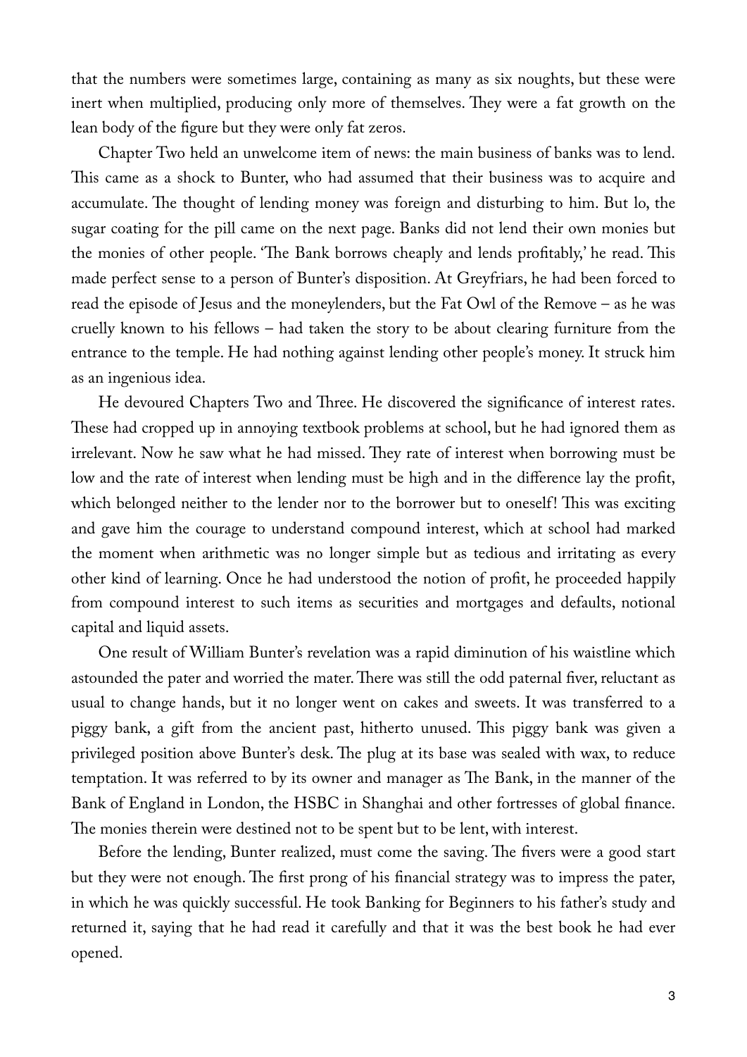that the numbers were sometimes large, containing as many as six noughts, but these were inert when multiplied, producing only more of themselves. They were a fat growth on the lean body of the figure but they were only fat zeros.

Chapter Two held an unwelcome item of news: the main business of banks was to lend. This came as a shock to Bunter, who had assumed that their business was to acquire and accumulate. The thought of lending money was foreign and disturbing to him. But lo, the sugar coating for the pill came on the next page. Banks did not lend their own monies but the monies of other people. 'The Bank borrows cheaply and lends profitably,' he read. This made perfect sense to a person of Bunter's disposition. At Greyfriars, he had been forced to read the episode of Jesus and the moneylenders, but the Fat Owl of the Remove – as he was cruelly known to his fellows – had taken the story to be about clearing furniture from the entrance to the temple. He had nothing against lending other people's money. It struck him as an ingenious idea.

He devoured Chapters Two and Three. He discovered the significance of interest rates. These had cropped up in annoying textbook problems at school, but he had ignored them as irrelevant. Now he saw what he had missed. They rate of interest when borrowing must be low and the rate of interest when lending must be high and in the difference lay the profit, which belonged neither to the lender nor to the borrower but to oneself! This was exciting and gave him the courage to understand compound interest, which at school had marked the moment when arithmetic was no longer simple but as tedious and irritating as every other kind of learning. Once he had understood the notion of profit, he proceeded happily from compound interest to such items as securities and mortgages and defaults, notional capital and liquid assets.

One result of William Bunter's revelation was a rapid diminution of his waistline which astounded the pater and worried the mater. There was still the odd paternal fiver, reluctant as usual to change hands, but it no longer went on cakes and sweets. It was transferred to a piggy bank, a gift from the ancient past, hitherto unused. This piggy bank was given a privileged position above Bunter's desk. The plug at its base was sealed with wax, to reduce temptation. It was referred to by its owner and manager as The Bank, in the manner of the Bank of England in London, the HSBC in Shanghai and other fortresses of global finance. The monies therein were destined not to be spent but to be lent, with interest.

Before the lending, Bunter realized, must come the saving. The fivers were a good start but they were not enough. The first prong of his financial strategy was to impress the pater, in which he was quickly successful. He took Banking for Beginners to his father's study and returned it, saying that he had read it carefully and that it was the best book he had ever opened.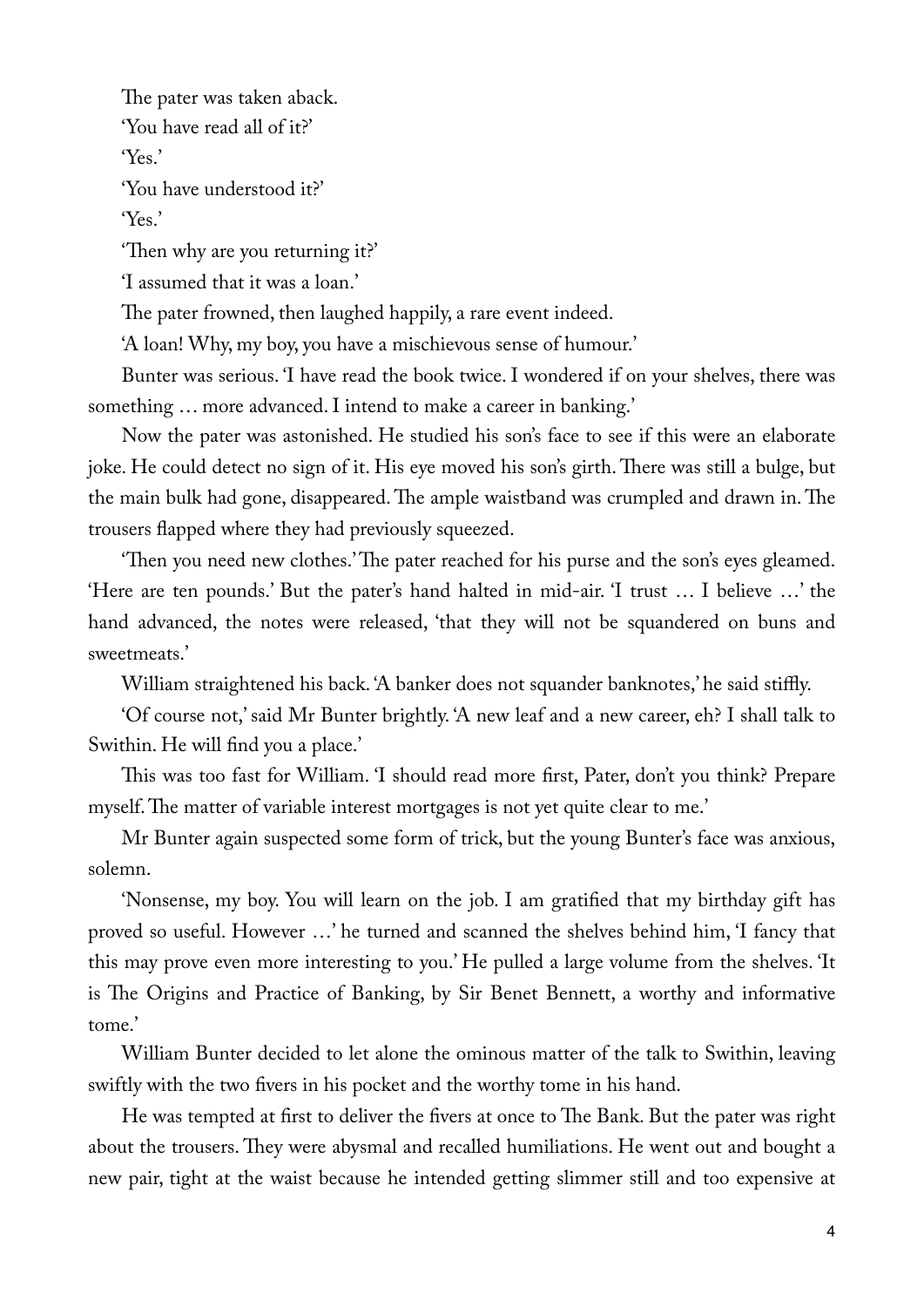The pater was taken aback.

'You have read all of it?'

'Yes.'

'You have understood it?'

'Yes.'

'Then why are you returning it?'

'I assumed that it was a loan.'

The pater frowned, then laughed happily, a rare event indeed.

'A loan! Why, my boy, you have a mischievous sense of humour.'

Bunter was serious. 'I have read the book twice. I wondered if on your shelves, there was something … more advanced. I intend to make a career in banking.'

Now the pater was astonished. He studied his son's face to see if this were an elaborate joke. He could detect no sign of it. His eye moved his son's girth. There was still a bulge, but the main bulk had gone, disappeared. The ample waistband was crumpled and drawn in. The trousers flapped where they had previously squeezed.

'Then you need new clothes.' The pater reached for his purse and the son's eyes gleamed. 'Here are ten pounds.' But the pater's hand halted in mid-air. 'I trust … I believe …' the hand advanced, the notes were released, 'that they will not be squandered on buns and sweetmeats.'

William straightened his back. 'A banker does not squander banknotes,' he said stiffly.

'Of course not,' said Mr Bunter brightly. 'A new leaf and a new career, eh? I shall talk to Swithin. He will find you a place.'

This was too fast for William. 'I should read more first, Pater, don't you think? Prepare myself. The matter of variable interest mortgages is not yet quite clear to me.'

Mr Bunter again suspected some form of trick, but the young Bunter's face was anxious, solemn.

'Nonsense, my boy. You will learn on the job. I am gratified that my birthday gift has proved so useful. However …' he turned and scanned the shelves behind him, 'I fancy that this may prove even more interesting to you.' He pulled a large volume from the shelves. 'It is The Origins and Practice of Banking, by Sir Benet Bennett, a worthy and informative tome.'

William Bunter decided to let alone the ominous matter of the talk to Swithin, leaving swiftly with the two fivers in his pocket and the worthy tome in his hand.

He was tempted at first to deliver the fivers at once to The Bank. But the pater was right about the trousers. They were abysmal and recalled humiliations. He went out and bought a new pair, tight at the waist because he intended getting slimmer still and too expensive at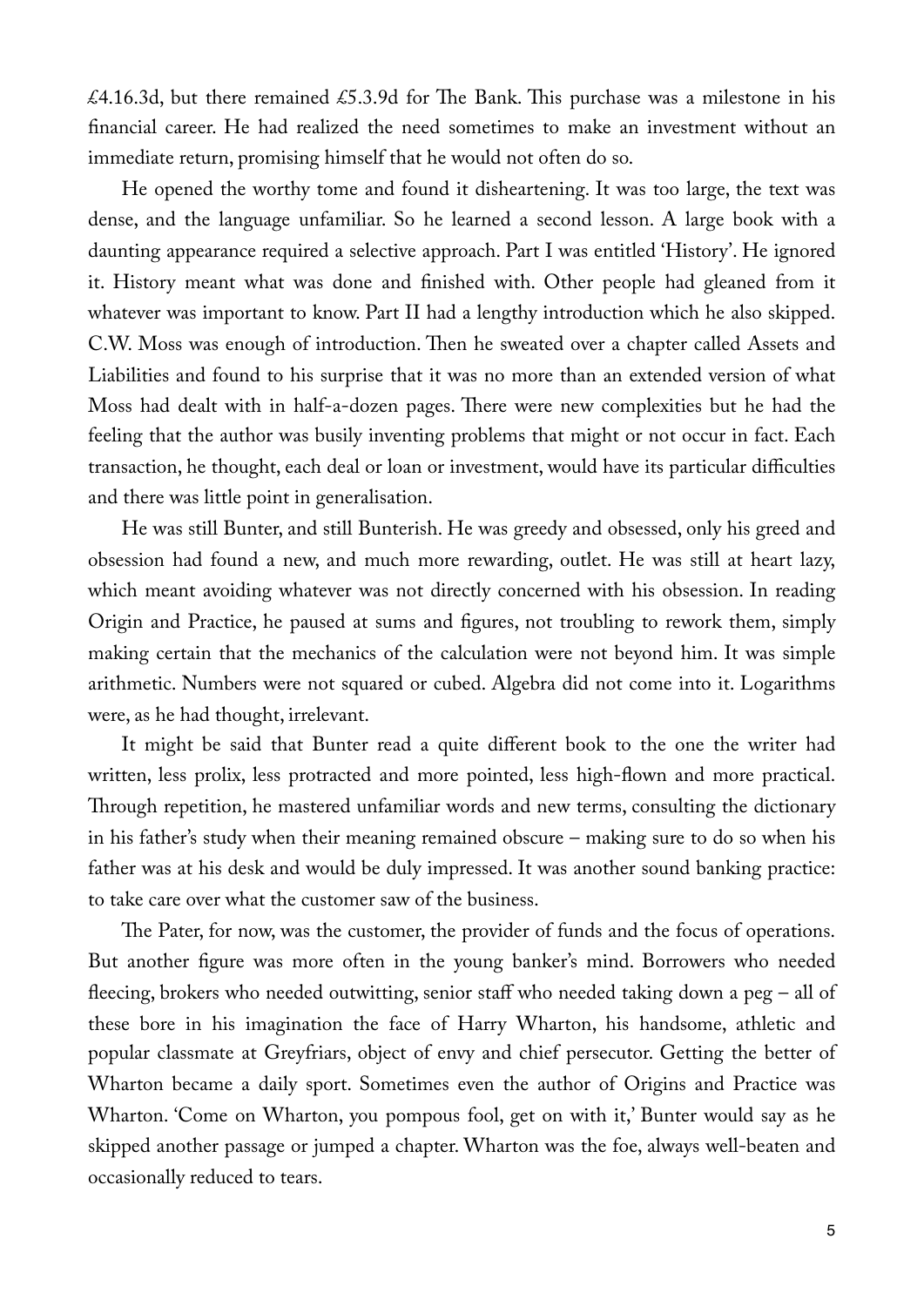£4.16.3d, but there remained £5.3.9d for The Bank. This purchase was a milestone in his financial career. He had realized the need sometimes to make an investment without an immediate return, promising himself that he would not often do so.

He opened the worthy tome and found it disheartening. It was too large, the text was dense, and the language unfamiliar. So he learned a second lesson. A large book with a daunting appearance required a selective approach. Part I was entitled 'History'. He ignored it. History meant what was done and finished with. Other people had gleaned from it whatever was important to know. Part II had a lengthy introduction which he also skipped. C.W. Moss was enough of introduction. Then he sweated over a chapter called Assets and Liabilities and found to his surprise that it was no more than an extended version of what Moss had dealt with in half-a-dozen pages. There were new complexities but he had the feeling that the author was busily inventing problems that might or not occur in fact. Each transaction, he thought, each deal or loan or investment, would have its particular difficulties and there was little point in generalisation.

He was still Bunter, and still Bunterish. He was greedy and obsessed, only his greed and obsession had found a new, and much more rewarding, outlet. He was still at heart lazy, which meant avoiding whatever was not directly concerned with his obsession. In reading Origin and Practice, he paused at sums and figures, not troubling to rework them, simply making certain that the mechanics of the calculation were not beyond him. It was simple arithmetic. Numbers were not squared or cubed. Algebra did not come into it. Logarithms were, as he had thought, irrelevant.

It might be said that Bunter read a quite different book to the one the writer had written, less prolix, less protracted and more pointed, less high-flown and more practical. Through repetition, he mastered unfamiliar words and new terms, consulting the dictionary in his father's study when their meaning remained obscure – making sure to do so when his father was at his desk and would be duly impressed. It was another sound banking practice: to take care over what the customer saw of the business.

The Pater, for now, was the customer, the provider of funds and the focus of operations. But another figure was more often in the young banker's mind. Borrowers who needed fleecing, brokers who needed outwitting, senior staff who needed taking down a peg – all of these bore in his imagination the face of Harry Wharton, his handsome, athletic and popular classmate at Greyfriars, object of envy and chief persecutor. Getting the better of Wharton became a daily sport. Sometimes even the author of Origins and Practice was Wharton. 'Come on Wharton, you pompous fool, get on with it,' Bunter would say as he skipped another passage or jumped a chapter. Wharton was the foe, always well-beaten and occasionally reduced to tears.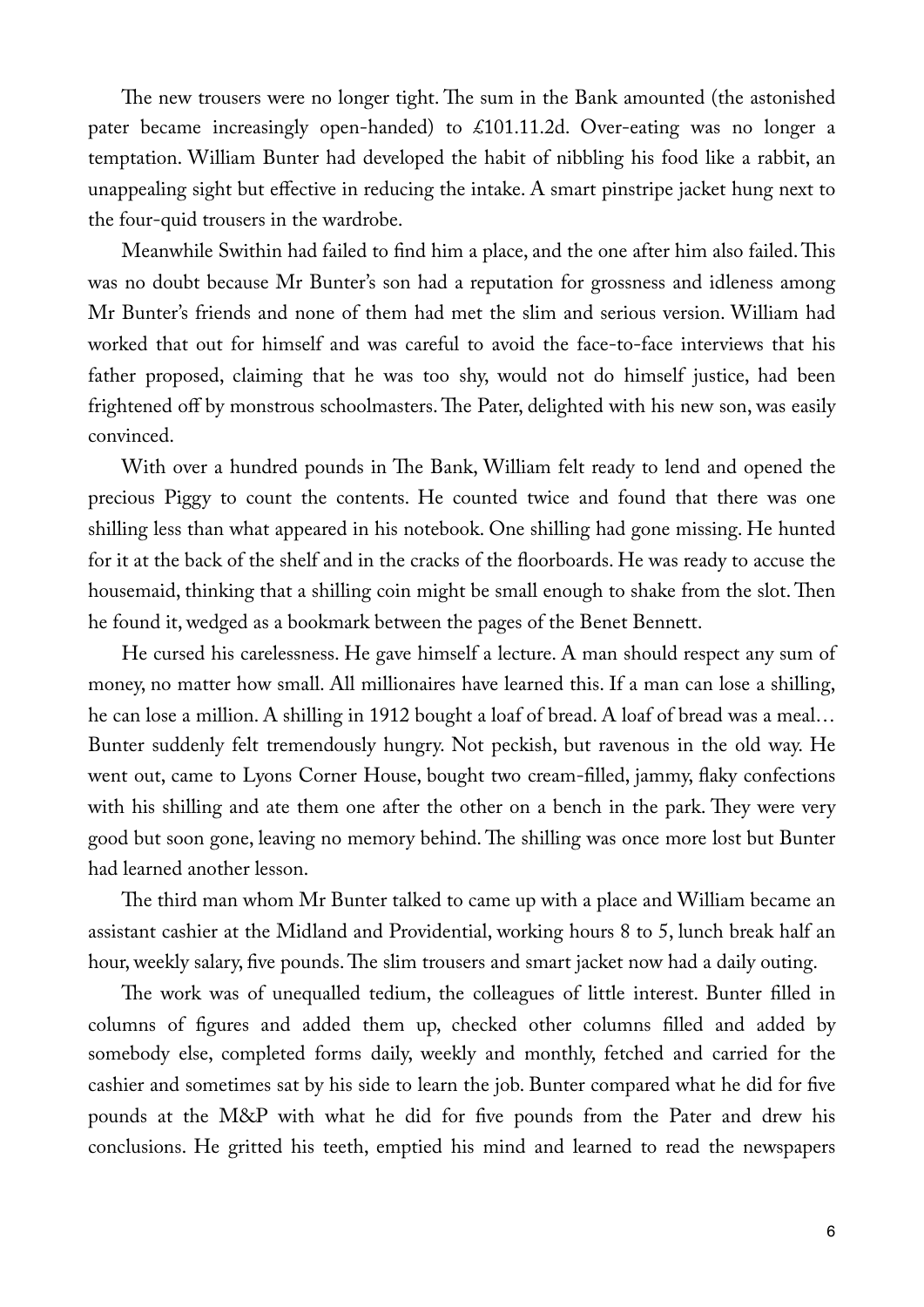The new trousers were no longer tight. The sum in the Bank amounted (the astonished pater became increasingly open-handed) to £101.11.2d. Over-eating was no longer a temptation. William Bunter had developed the habit of nibbling his food like a rabbit, an unappealing sight but effective in reducing the intake. A smart pinstripe jacket hung next to the four-quid trousers in the wardrobe.

Meanwhile Swithin had failed to find him a place, and the one after him also failed. This was no doubt because Mr Bunter's son had a reputation for grossness and idleness among Mr Bunter's friends and none of them had met the slim and serious version. William had worked that out for himself and was careful to avoid the face-to-face interviews that his father proposed, claiming that he was too shy, would not do himself justice, had been frightened off by monstrous schoolmasters. The Pater, delighted with his new son, was easily convinced.

With over a hundred pounds in The Bank, William felt ready to lend and opened the precious Piggy to count the contents. He counted twice and found that there was one shilling less than what appeared in his notebook. One shilling had gone missing. He hunted for it at the back of the shelf and in the cracks of the floorboards. He was ready to accuse the housemaid, thinking that a shilling coin might be small enough to shake from the slot. Then he found it, wedged as a bookmark between the pages of the Benet Bennett.

He cursed his carelessness. He gave himself a lecture. A man should respect any sum of money, no matter how small. All millionaires have learned this. If a man can lose a shilling, he can lose a million. A shilling in 1912 bought a loaf of bread. A loaf of bread was a meal… Bunter suddenly felt tremendously hungry. Not peckish, but ravenous in the old way. He went out, came to Lyons Corner House, bought two cream-filled, jammy, flaky confections with his shilling and ate them one after the other on a bench in the park. They were very good but soon gone, leaving no memory behind. The shilling was once more lost but Bunter had learned another lesson.

The third man whom Mr Bunter talked to came up with a place and William became an assistant cashier at the Midland and Providential, working hours 8 to 5, lunch break half an hour, weekly salary, five pounds. The slim trousers and smart jacket now had a daily outing.

The work was of unequalled tedium, the colleagues of little interest. Bunter filled in columns of figures and added them up, checked other columns filled and added by somebody else, completed forms daily, weekly and monthly, fetched and carried for the cashier and sometimes sat by his side to learn the job. Bunter compared what he did for five pounds at the M&P with what he did for five pounds from the Pater and drew his conclusions. He gritted his teeth, emptied his mind and learned to read the newspapers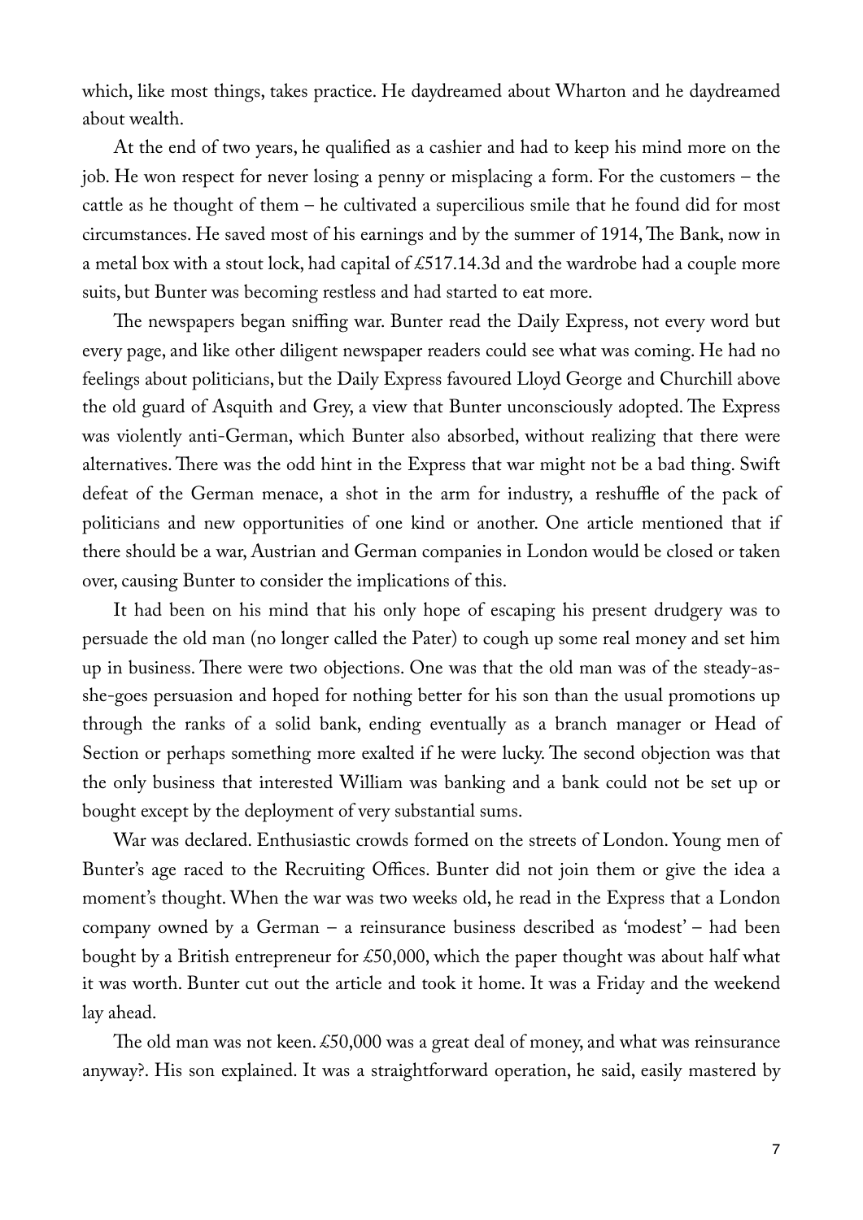which, like most things, takes practice. He daydreamed about Wharton and he daydreamed about wealth.

At the end of two years, he qualified as a cashier and had to keep his mind more on the job. He won respect for never losing a penny or misplacing a form. For the customers – the cattle as he thought of them – he cultivated a supercilious smile that he found did for most circumstances. He saved most of his earnings and by the summer of 1914, The Bank, now in a metal box with a stout lock, had capital of £517.14.3d and the wardrobe had a couple more suits, but Bunter was becoming restless and had started to eat more.

The newspapers began sniffing war. Bunter read the Daily Express, not every word but every page, and like other diligent newspaper readers could see what was coming. He had no feelings about politicians, but the Daily Express favoured Lloyd George and Churchill above the old guard of Asquith and Grey, a view that Bunter unconsciously adopted. The Express was violently anti-German, which Bunter also absorbed, without realizing that there were alternatives. There was the odd hint in the Express that war might not be a bad thing. Swift defeat of the German menace, a shot in the arm for industry, a reshuffle of the pack of politicians and new opportunities of one kind or another. One article mentioned that if there should be a war, Austrian and German companies in London would be closed or taken over, causing Bunter to consider the implications of this.

It had been on his mind that his only hope of escaping his present drudgery was to persuade the old man (no longer called the Pater) to cough up some real money and set him up in business. There were two objections. One was that the old man was of the steady-as-she-goes persuasion and hoped for nothing better for his son than the usual promotions up through the ranks of a solid bank, ending eventually as a branch manager or Head of Section or perhaps something more exalted if he were lucky. The second objection was that the only business that interested William was banking and a bank could not be set up or bought except by the deployment of very substantial sums.

War was declared. Enthusiastic crowds formed on the streets of London. Young men of Bunter's age raced to the Recruiting Offices. Bunter did not join them or give the idea a moment's thought. When the war was two weeks old, he read in the Express that a London company owned by a German – a reinsurance business described as 'modest' – had been bought by a British entrepreneur for £50,000, which the paper thought was about half what it was worth. Bunter cut out the article and took it home. It was a Friday and the weekend lay ahead.

The old man was not keen. £50,000 was a great deal of money, and what was reinsurance anyway?. His son explained. It was a straightforward operation, he said, easily mastered by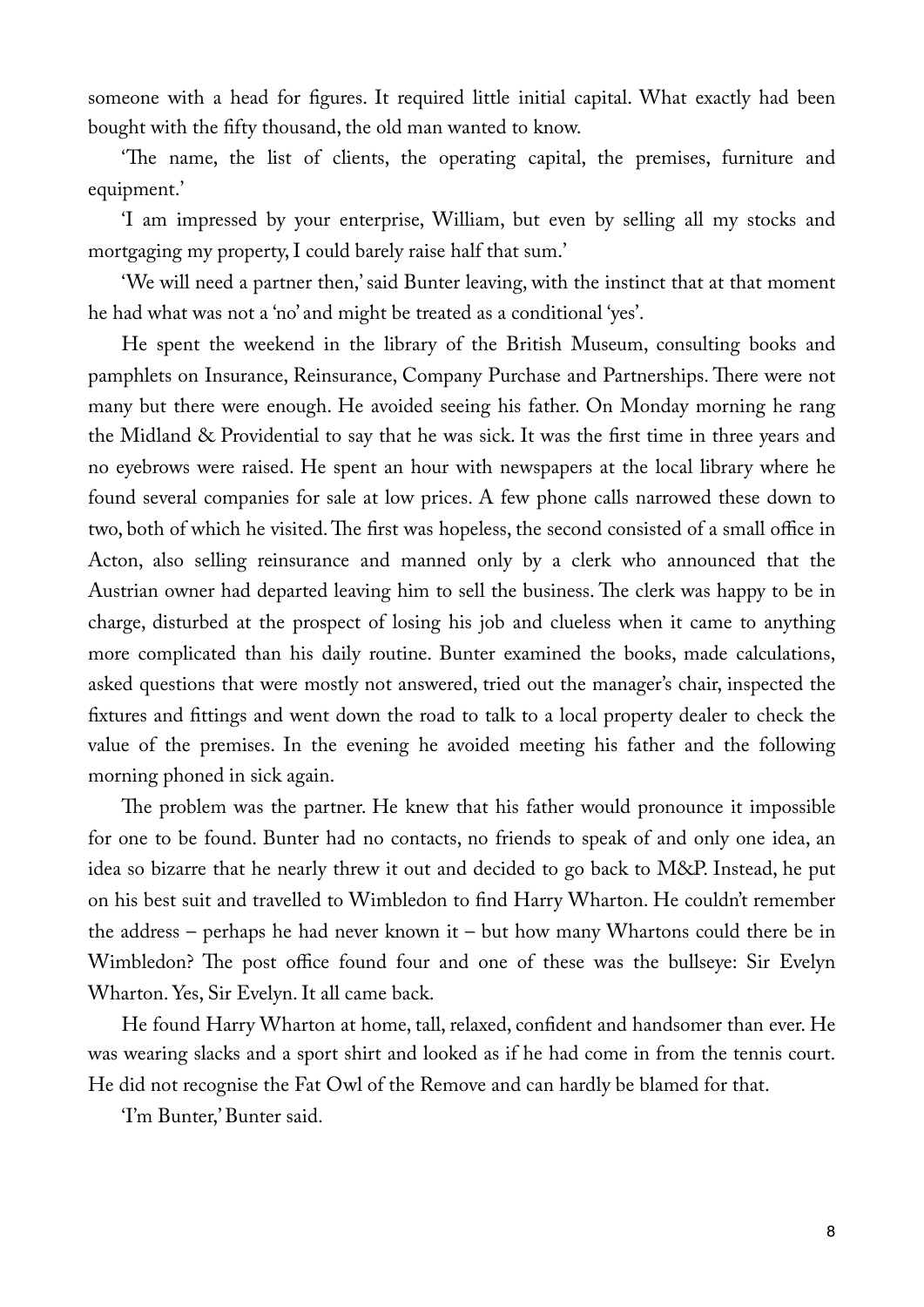someone with a head for figures. It required little initial capital. What exactly had been bought with the fifty thousand, the old man wanted to know.

'The name, the list of clients, the operating capital, the premises, furniture and equipment.'

'I am impressed by your enterprise, William, but even by selling all my stocks and mortgaging my property, I could barely raise half that sum.'

'We will need a partner then,' said Bunter leaving, with the instinct that at that moment he had what was not a 'no' and might be treated as a conditional 'yes'.

He spent the weekend in the library of the British Museum, consulting books and pamphlets on Insurance, Reinsurance, Company Purchase and Partnerships. There were not many but there were enough. He avoided seeing his father. On Monday morning he rang the Midland & Providential to say that he was sick. It was the first time in three years and no eyebrows were raised. He spent an hour with newspapers at the local library where he found several companies for sale at low prices. A few phone calls narrowed these down to two, both of which he visited. The first was hopeless, the second consisted of a small office in Acton, also selling reinsurance and manned only by a clerk who announced that the Austrian owner had departed leaving him to sell the business. The clerk was happy to be in charge, disturbed at the prospect of losing his job and clueless when it came to anything more complicated than his daily routine. Bunter examined the books, made calculations, asked questions that were mostly not answered, tried out the manager's chair, inspected the fixtures and fittings and went down the road to talk to a local property dealer to check the value of the premises. In the evening he avoided meeting his father and the following morning phoned in sick again.

The problem was the partner. He knew that his father would pronounce it impossible for one to be found. Bunter had no contacts, no friends to speak of and only one idea, an idea so bizarre that he nearly threw it out and decided to go back to M&P. Instead, he put on his best suit and travelled to Wimbledon to find Harry Wharton. He couldn't remember the address – perhaps he had never known it – but how many Whartons could there be in Wimbledon? The post office found four and one of these was the bullseye: Sir Evelyn Wharton. Yes, Sir Evelyn. It all came back.

He found Harry Wharton at home, tall, relaxed, confident and handsomer than ever. He was wearing slacks and a sport shirt and looked as if he had come in from the tennis court. He did not recognise the Fat Owl of the Remove and can hardly be blamed for that.

'I'm Bunter,' Bunter said.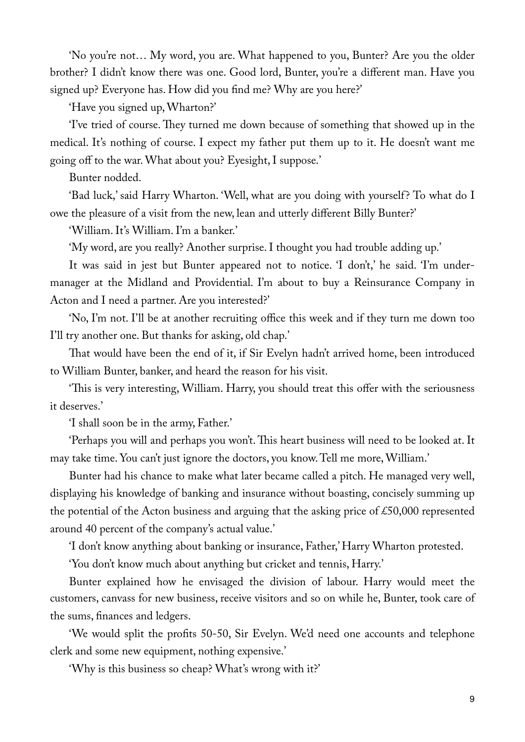'No you're not… My word, you are. What happened to you, Bunter? Are you the older brother? I didn't know there was one. Good lord, Bunter, you're a different man. Have you signed up? Everyone has. How did you find me? Why are you here?'

'Have you signed up, Wharton?'

'I've tried of course. They turned me down because of something that showed up in the medical. It's nothing of course. I expect my father put them up to it. He doesn't want me going off to the war. What about you? Eyesight, I suppose.'

Bunter nodded.

'Bad luck,' said Harry Wharton. 'Well, what are you doing with yourself? To what do I owe the pleasure of a visit from the new, lean and utterly different Billy Bunter?'

'William. It's William. I'm a banker.'

'My word, are you really? Another surprise. I thought you had trouble adding up.'

It was said in jest but Bunter appeared not to notice. 'I don't,' he said. 'I'm under-manager at the Midland and Providential. I'm about to buy a Reinsurance Company in Acton and I need a partner. Are you interested?'

'No, I'm not. I'll be at another recruiting office this week and if they turn me down too I'll try another one. But thanks for asking, old chap.'

That would have been the end of it, if Sir Evelyn hadn't arrived home, been introduced to William Bunter, banker, and heard the reason for his visit.

'This is very interesting, William. Harry, you should treat this offer with the seriousness it deserves.'

'I shall soon be in the army, Father.'

'Perhaps you will and perhaps you won't. This heart business will need to be looked at. It may take time. You can't just ignore the doctors, you know. Tell me more, William.'

Bunter had his chance to make what later became called a pitch. He managed very well, displaying his knowledge of banking and insurance without boasting, concisely summing up the potential of the Acton business and arguing that the asking price of £50,000 represented around 40 percent of the company's actual value.'

'I don't know anything about banking or insurance, Father,' Harry Wharton protested.

'You don't know much about anything but cricket and tennis, Harry.'

Bunter explained how he envisaged the division of labour. Harry would meet the customers, canvass for new business, receive visitors and so on while he, Bunter, took care of the sums, finances and ledgers.

'We would split the profits 50-50, Sir Evelyn. We'd need one accounts and telephone clerk and some new equipment, nothing expensive.'

'Why is this business so cheap? What's wrong with it?'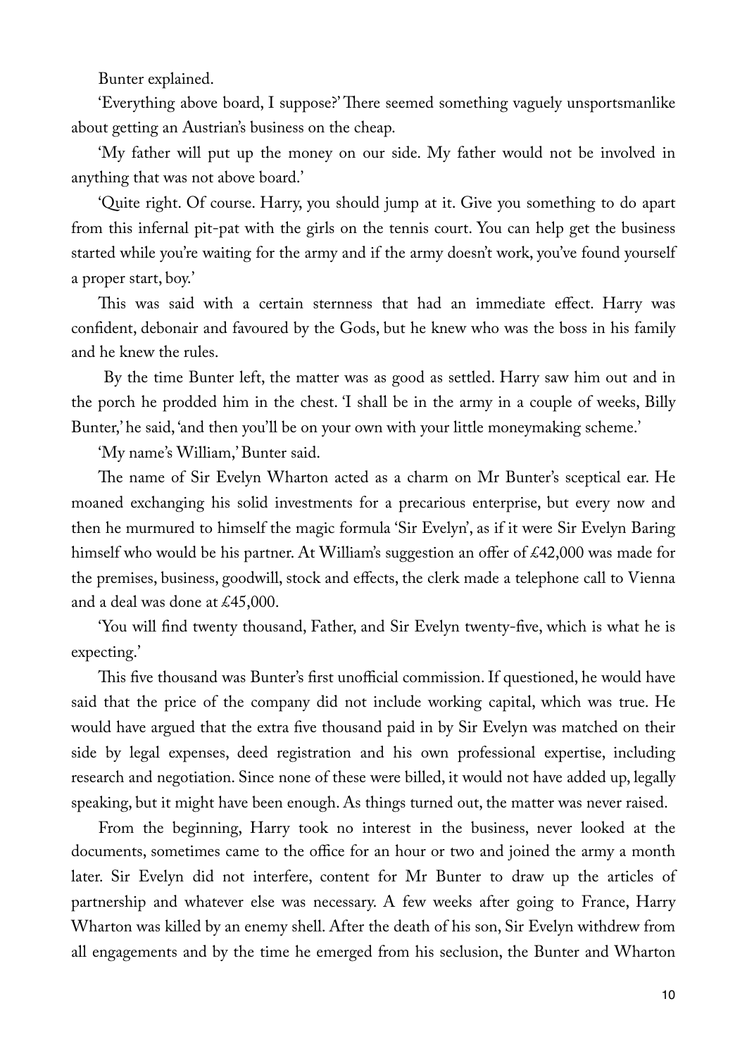Bunter explained.

'Everything above board, I suppose?' There seemed something vaguely unsportsmanlike about getting an Austrian's business on the cheap.

'My father will put up the money on our side. My father would not be involved in anything that was not above board.'

'Quite right. Of course. Harry, you should jump at it. Give you something to do apart from this infernal pit-pat with the girls on the tennis court. You can help get the business started while you're waiting for the army and if the army doesn't work, you've found yourself a proper start, boy.'

This was said with a certain sternness that had an immediate effect. Harry was confident, debonair and favoured by the Gods, but he knew who was the boss in his family and he knew the rules.

By the time Bunter left, the matter was as good as settled. Harry saw him out and in the porch he prodded him in the chest. 'I shall be in the army in a couple of weeks, Billy Bunter,' he said, 'and then you'll be on your own with your little moneymaking scheme.'

'My name's William,' Bunter said.

The name of Sir Evelyn Wharton acted as a charm on Mr Bunter's sceptical ear. He moaned exchanging his solid investments for a precarious enterprise, but every now and then he murmured to himself the magic formula 'Sir Evelyn', as if it were Sir Evelyn Baring himself who would be his partner. At William's suggestion an offer of £42,000 was made for the premises, business, goodwill, stock and effects, the clerk made a telephone call to Vienna and a deal was done at £45,000.

'You will find twenty thousand, Father, and Sir Evelyn twenty-five, which is what he is expecting.'

This five thousand was Bunter's first unofficial commission. If questioned, he would have said that the price of the company did not include working capital, which was true. He would have argued that the extra five thousand paid in by Sir Evelyn was matched on their side by legal expenses, deed registration and his own professional expertise, including research and negotiation. Since none of these were billed, it would not have added up, legally speaking, but it might have been enough. As things turned out, the matter was never raised.

From the beginning, Harry took no interest in the business, never looked at the documents, sometimes came to the office for an hour or two and joined the army a month later. Sir Evelyn did not interfere, content for Mr Bunter to draw up the articles of partnership and whatever else was necessary. A few weeks after going to France, Harry Wharton was killed by an enemy shell. After the death of his son, Sir Evelyn withdrew from all engagements and by the time he emerged from his seclusion, the Bunter and Wharton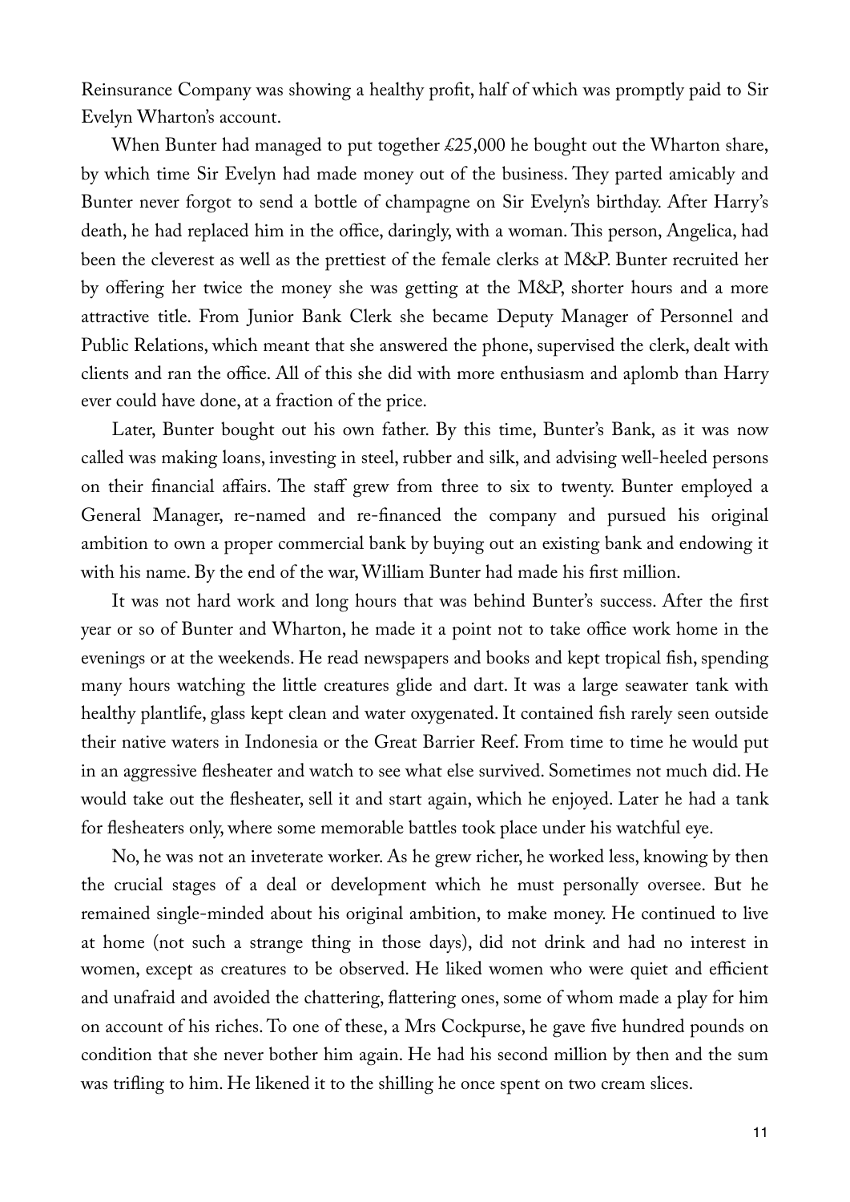Reinsurance Company was showing a healthy profit, half of which was promptly paid to Sir Evelyn Wharton's account.

When Bunter had managed to put together £25,000 he bought out the Wharton share, by which time Sir Evelyn had made money out of the business. They parted amicably and Bunter never forgot to send a bottle of champagne on Sir Evelyn's birthday. After Harry's death, he had replaced him in the office, daringly, with a woman. This person, Angelica, had been the cleverest as well as the prettiest of the female clerks at M&P. Bunter recruited her by offering her twice the money she was getting at the M&P, shorter hours and a more attractive title. From Junior Bank Clerk she became Deputy Manager of Personnel and Public Relations, which meant that she answered the phone, supervised the clerk, dealt with clients and ran the office. All of this she did with more enthusiasm and aplomb than Harry ever could have done, at a fraction of the price.

Later, Bunter bought out his own father. By this time, Bunter's Bank, as it was now called was making loans, investing in steel, rubber and silk, and advising well-heeled persons on their financial affairs. The staff grew from three to six to twenty. Bunter employed a General Manager, re-named and re-financed the company and pursued his original ambition to own a proper commercial bank by buying out an existing bank and endowing it with his name. By the end of the war, William Bunter had made his first million.

It was not hard work and long hours that was behind Bunter's success. After the first year or so of Bunter and Wharton, he made it a point not to take office work home in the evenings or at the weekends. He read newspapers and books and kept tropical fish, spending many hours watching the little creatures glide and dart. It was a large seawater tank with healthy plantlife, glass kept clean and water oxygenated. It contained fish rarely seen outside their native waters in Indonesia or the Great Barrier Reef. From time to time he would put in an aggressive flesheater and watch to see what else survived. Sometimes not much did. He would take out the flesheater, sell it and start again, which he enjoyed. Later he had a tank for flesheaters only, where some memorable battles took place under his watchful eye.

No, he was not an inveterate worker. As he grew richer, he worked less, knowing by then the crucial stages of a deal or development which he must personally oversee. But he remained single-minded about his original ambition, to make money. He continued to live at home (not such a strange thing in those days), did not drink and had no interest in women, except as creatures to be observed. He liked women who were quiet and efficient and unafraid and avoided the chattering, flattering ones, some of whom made a play for him on account of his riches. To one of these, a Mrs Cockpurse, he gave five hundred pounds on condition that she never bother him again. He had his second million by then and the sum was trifling to him. He likened it to the shilling he once spent on two cream slices.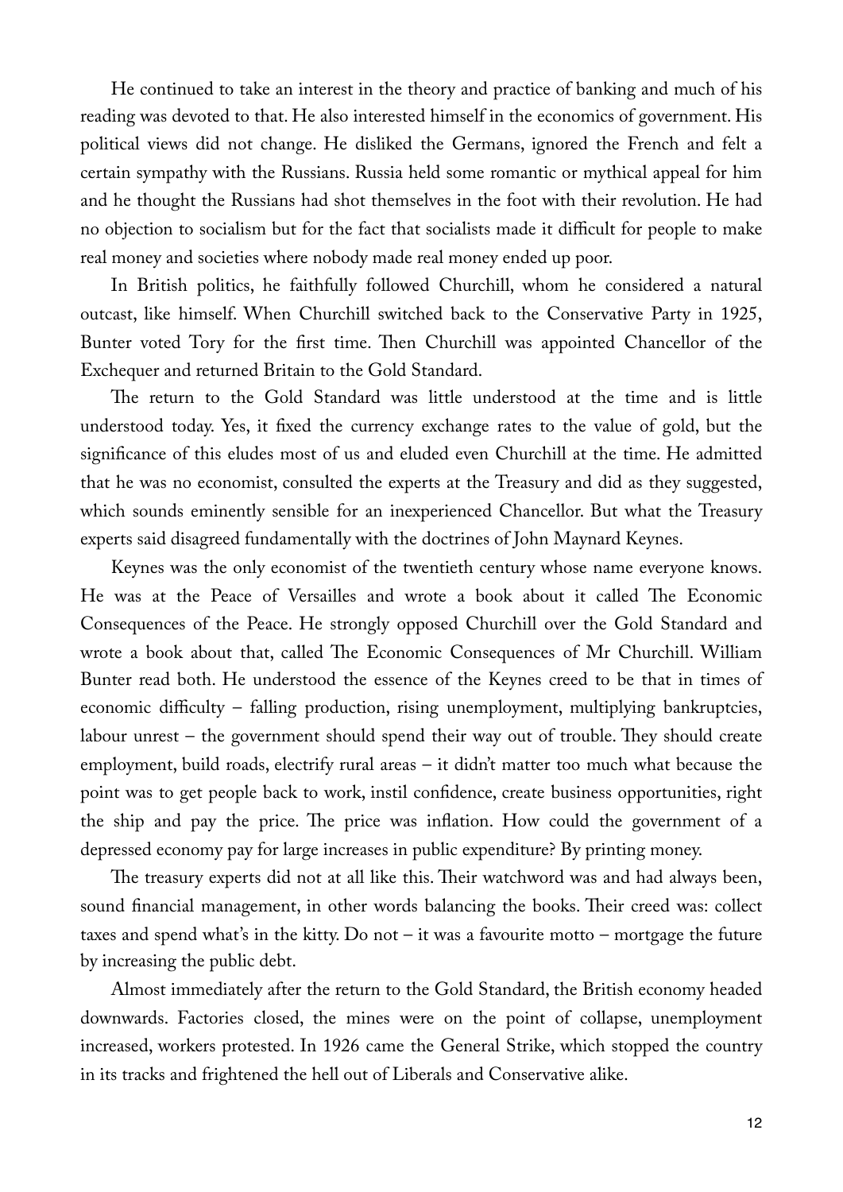He continued to take an interest in the theory and practice of banking and much of his reading was devoted to that. He also interested himself in the economics of government. His political views did not change. He disliked the Germans, ignored the French and felt a certain sympathy with the Russians. Russia held some romantic or mythical appeal for him and he thought the Russians had shot themselves in the foot with their revolution. He had no objection to socialism but for the fact that socialists made it difficult for people to make real money and societies where nobody made real money ended up poor.

In British politics, he faithfully followed Churchill, whom he considered a natural outcast, like himself. When Churchill switched back to the Conservative Party in 1925, Bunter voted Tory for the first time. Then Churchill was appointed Chancellor of the Exchequer and returned Britain to the Gold Standard.

The return to the Gold Standard was little understood at the time and is little understood today. Yes, it fixed the currency exchange rates to the value of gold, but the significance of this eludes most of us and eluded even Churchill at the time. He admitted that he was no economist, consulted the experts at the Treasury and did as they suggested, which sounds eminently sensible for an inexperienced Chancellor. But what the Treasury experts said disagreed fundamentally with the doctrines of John Maynard Keynes.

Keynes was the only economist of the twentieth century whose name everyone knows. He was at the Peace of Versailles and wrote a book about it called The Economic Consequences of the Peace. He strongly opposed Churchill over the Gold Standard and wrote a book about that, called The Economic Consequences of Mr Churchill. William Bunter read both. He understood the essence of the Keynes creed to be that in times of economic difficulty – falling production, rising unemployment, multiplying bankruptcies, labour unrest – the government should spend their way out of trouble. They should create employment, build roads, electrify rural areas – it didn't matter too much what because the point was to get people back to work, instil confidence, create business opportunities, right the ship and pay the price. The price was inflation. How could the government of a depressed economy pay for large increases in public expenditure? By printing money.

The treasury experts did not at all like this. Their watchword was and had always been, sound financial management, in other words balancing the books. Their creed was: collect taxes and spend what's in the kitty. Do not – it was a favourite motto – mortgage the future by increasing the public debt.

Almost immediately after the return to the Gold Standard, the British economy headed downwards. Factories closed, the mines were on the point of collapse, unemployment increased, workers protested. In 1926 came the General Strike, which stopped the country in its tracks and frightened the hell out of Liberals and Conservative alike.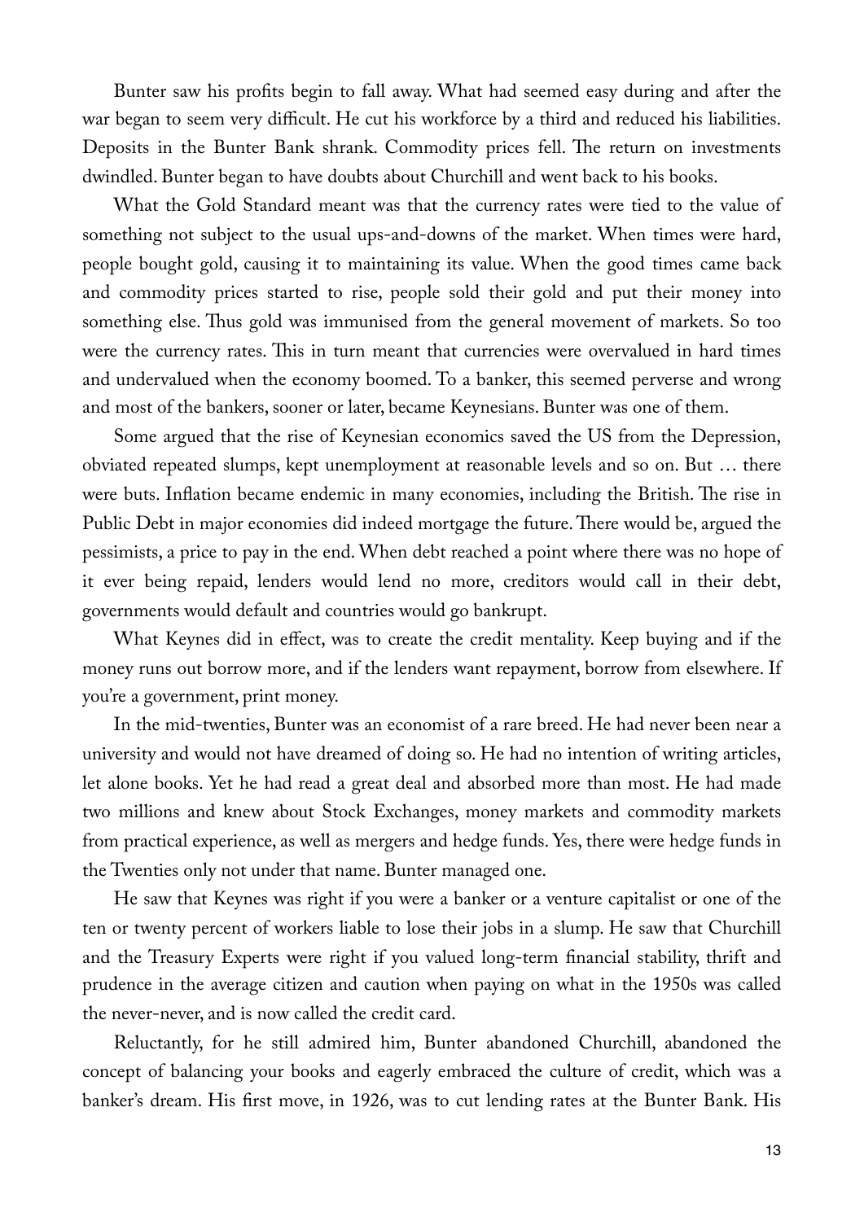Bunter saw his profits begin to fall away. What had seemed easy during and after the war began to seem very difficult. He cut his workforce by a third and reduced his liabilities. Deposits in the Bunter Bank shrank. Commodity prices fell. The return on investments dwindled. Bunter began to have doubts about Churchill and went back to his books.

What the Gold Standard meant was that the currency rates were tied to the value of something not subject to the usual ups-and-downs of the market. When times were hard, people bought gold, causing it to maintaining its value. When the good times came back and commodity prices started to rise, people sold their gold and put their money into something else. Thus gold was immunised from the general movement of markets. So too were the currency rates. This in turn meant that currencies were overvalued in hard times and undervalued when the economy boomed. To a banker, this seemed perverse and wrong and most of the bankers, sooner or later, became Keynesians. Bunter was one of them.

Some argued that the rise of Keynesian economics saved the US from the Depression, obviated repeated slumps, kept unemployment at reasonable levels and so on. But … there were buts. Inflation became endemic in many economies, including the British. The rise in Public Debt in major economies did indeed mortgage the future. There would be, argued the pessimists, a price to pay in the end. When debt reached a point where there was no hope of it ever being repaid, lenders would lend no more, creditors would call in their debt, governments would default and countries would go bankrupt.

What Keynes did in effect, was to create the credit mentality. Keep buying and if the money runs out borrow more, and if the lenders want repayment, borrow from elsewhere. If you're a government, print money.

In the mid-twenties, Bunter was an economist of a rare breed. He had never been near a university and would not have dreamed of doing so. He had no intention of writing articles, let alone books. Yet he had read a great deal and absorbed more than most. He had made two millions and knew about Stock Exchanges, money markets and commodity markets from practical experience, as well as mergers and hedge funds. Yes, there were hedge funds in the Twenties only not under that name. Bunter managed one.

He saw that Keynes was right if you were a banker or a venture capitalist or one of the ten or twenty percent of workers liable to lose their jobs in a slump. He saw that Churchill and the Treasury Experts were right if you valued long-term financial stability, thrift and prudence in the average citizen and caution when paying on what in the 1950s was called the never-never, and is now called the credit card.

Reluctantly, for he still admired him, Bunter abandoned Churchill, abandoned the concept of balancing your books and eagerly embraced the culture of credit, which was a banker's dream. His first move, in 1926, was to cut lending rates at the Bunter Bank. His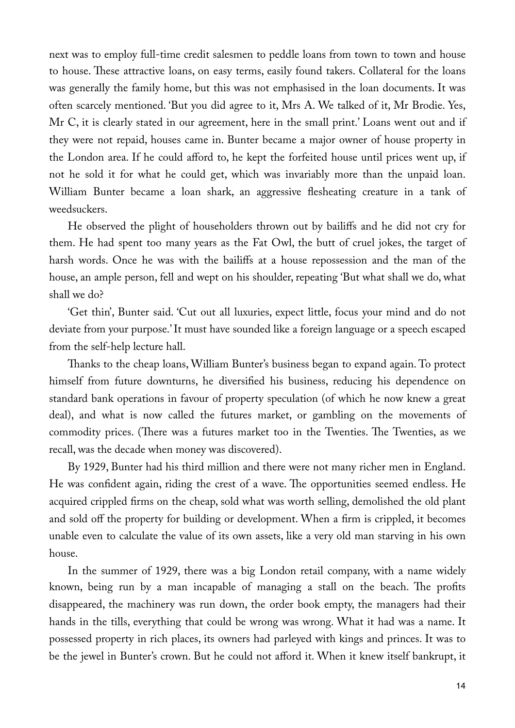next was to employ full-time credit salesmen to peddle loans from town to town and house to house. These attractive loans, on easy terms, easily found takers. Collateral for the loans was generally the family home, but this was not emphasised in the loan documents. It was often scarcely mentioned. 'But you did agree to it, Mrs A. We talked of it, Mr Brodie. Yes, Mr C, it is clearly stated in our agreement, here in the small print.' Loans went out and if they were not repaid, houses came in. Bunter became a major owner of house property in the London area. If he could afford to, he kept the forfeited house until prices went up, if not he sold it for what he could get, which was invariably more than the unpaid loan. William Bunter became a loan shark, an aggressive flesheating creature in a tank of weedsuckers.

He observed the plight of householders thrown out by bailiffs and he did not cry for them. He had spent too many years as the Fat Owl, the butt of cruel jokes, the target of harsh words. Once he was with the bailiffs at a house repossession and the man of the house, an ample person, fell and wept on his shoulder, repeating 'But what shall we do, what shall we do?

'Get thin', Bunter said. 'Cut out all luxuries, expect little, focus your mind and do not deviate from your purpose.' It must have sounded like a foreign language or a speech escaped from the self-help lecture hall.

Thanks to the cheap loans, William Bunter's business began to expand again. To protect himself from future downturns, he diversified his business, reducing his dependence on standard bank operations in favour of property speculation (of which he now knew a great deal), and what is now called the futures market, or gambling on the movements of commodity prices. (There was a futures market too in the Twenties. The Twenties, as we recall, was the decade when money was discovered).

By 1929, Bunter had his third million and there were not many richer men in England. He was confident again, riding the crest of a wave. The opportunities seemed endless. He acquired crippled firms on the cheap, sold what was worth selling, demolished the old plant and sold off the property for building or development. When a firm is crippled, it becomes unable even to calculate the value of its own assets, like a very old man starving in his own house.

In the summer of 1929, there was a big London retail company, with a name widely known, being run by a man incapable of managing a stall on the beach. The profits disappeared, the machinery was run down, the order book empty, the managers had their hands in the tills, everything that could be wrong was wrong. What it had was a name. It possessed property in rich places, its owners had parleyed with kings and princes. It was to be the jewel in Bunter's crown. But he could not afford it. When it knew itself bankrupt, it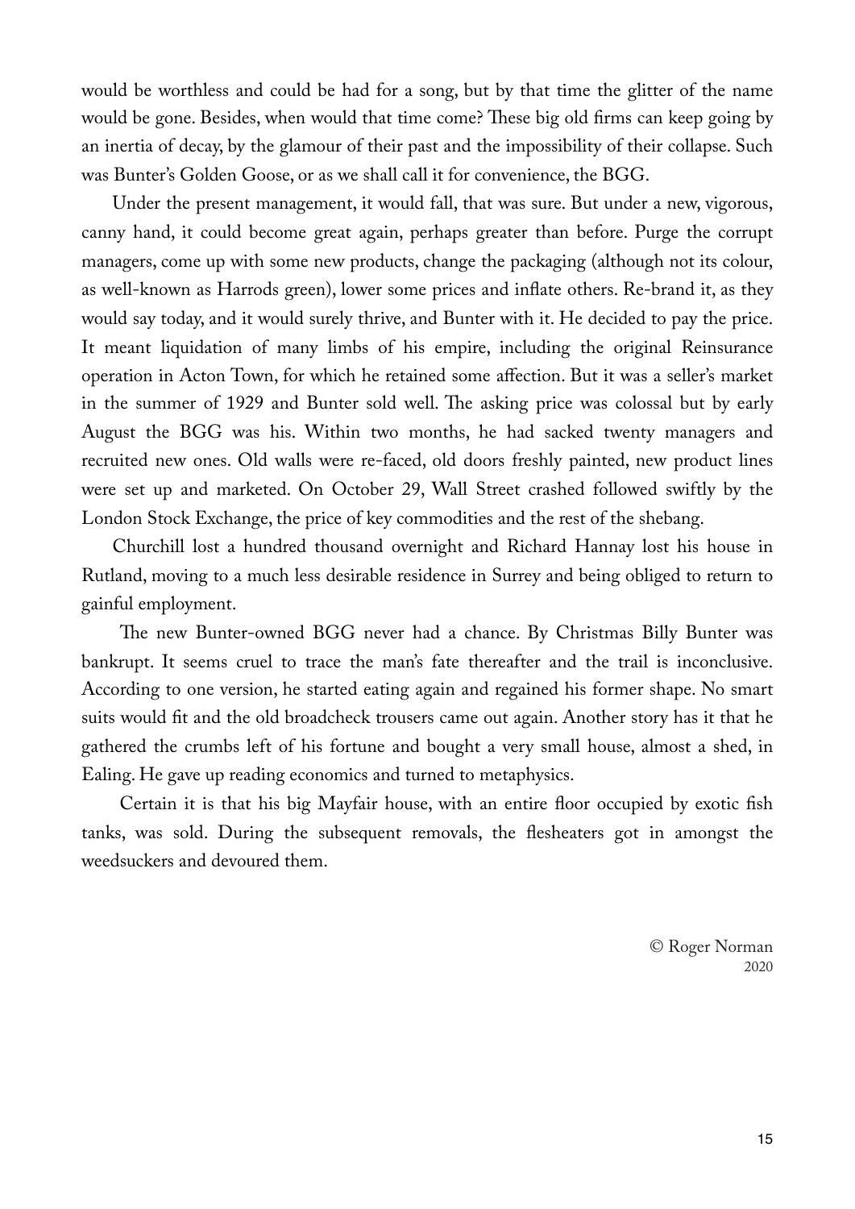would be worthless and could be had for a song, but by that time the glitter of the name would be gone. Besides, when would that time come? These big old firms can keep going by an inertia of decay, by the glamour of their past and the impossibility of their collapse. Such was Bunter's Golden Goose, or as we shall call it for convenience, the BGG.

Under the present management, it would fall, that was sure. But under a new, vigorous, canny hand, it could become great again, perhaps greater than before. Purge the corrupt managers, come up with some new products, change the packaging (although not its colour, as well-known as Harrods green), lower some prices and inflate others. Re-brand it, as they would say today, and it would surely thrive, and Bunter with it. He decided to pay the price. It meant liquidation of many limbs of his empire, including the original Reinsurance operation in Acton Town, for which he retained some affection. But it was a seller's market in the summer of 1929 and Bunter sold well. The asking price was colossal but by early August the BGG was his. Within two months, he had sacked twenty managers and recruited new ones. Old walls were re-faced, old doors freshly painted, new product lines were set up and marketed. On October 29, Wall Street crashed followed swiftly by the London Stock Exchange, the price of key commodities and the rest of the shebang.

Churchill lost a hundred thousand overnight and Richard Hannay lost his house in Rutland, moving to a much less desirable residence in Surrey and being obliged to return to gainful employment.

The new Bunter-owned BGG never had a chance. By Christmas Billy Bunter was bankrupt. It seems cruel to trace the man's fate thereafter and the trail is inconclusive. According to one version, he started eating again and regained his former shape. No smart suits would fit and the old broadcheck trousers came out again. Another story has it that he gathered the crumbs left of his fortune and bought a very small house, almost a shed, in Ealing. He gave up reading economics and turned to metaphysics.

Certain it is that his big Mayfair house, with an entire floor occupied by exotic fish tanks, was sold. During the subsequent removals, the flesheaters got in amongst the weedsuckers and devoured them.

© Roger Norman
2020